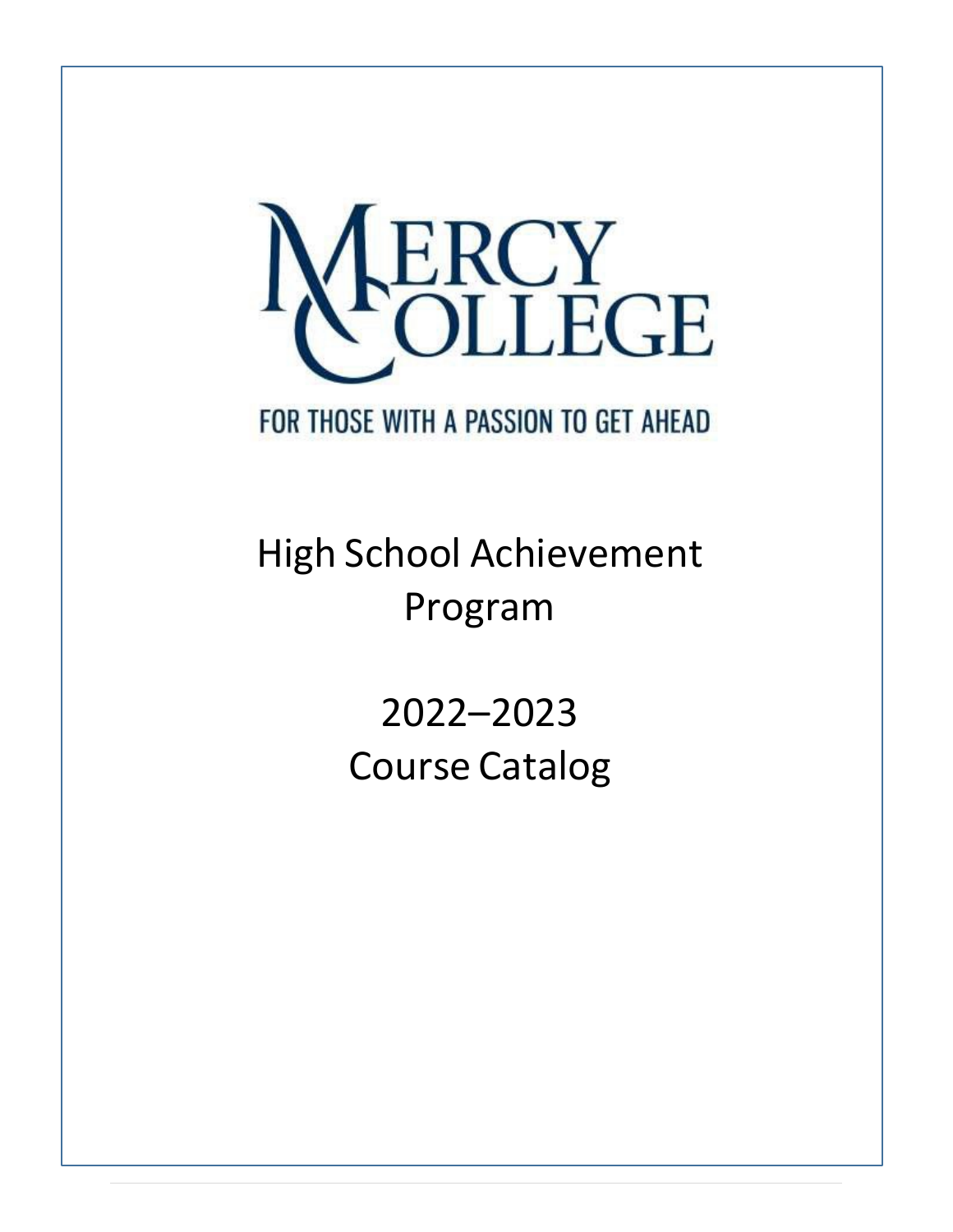MERCY COLLEGE

FOR THOSE WITH A PASSION TO GET AHEAD

# High School Achievement Program

# 2022–2023 Course Catalog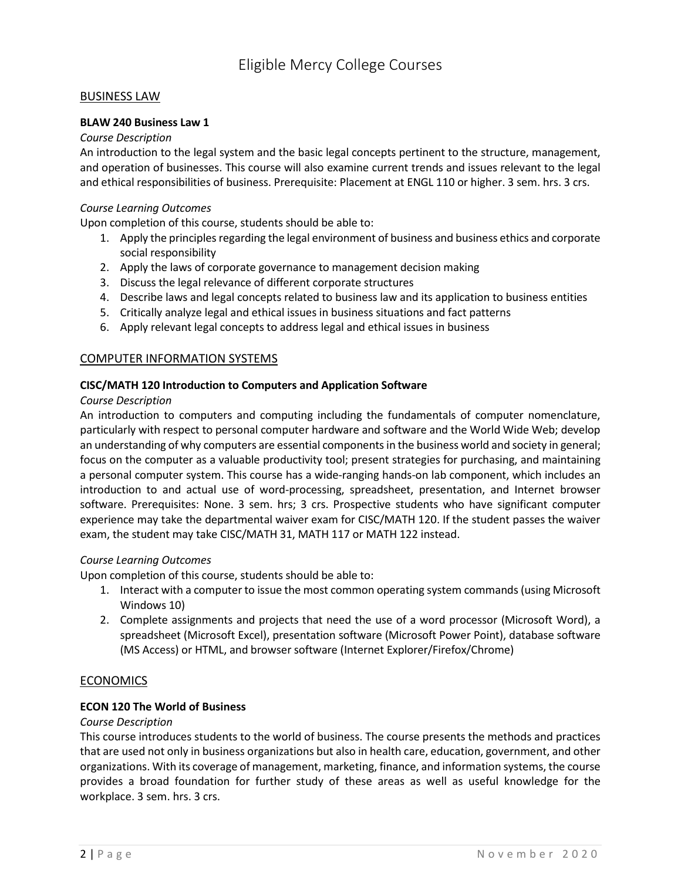# Eligible Mercy College Courses

## BUSINESS LAW

**BLAW 240 Business Law 1**

*Course Description*

An introduction to the legal system and the basic legal concepts pertinent to the structure, management, and operation of businesses. This course will also examine current trends and issues relevant to the legal and ethical responsibilities of business. Prerequisite: Placement at ENGL 110 or higher. 3 sem. hrs. 3 crs.

*Course Learning Outcomes*

Upon completion of this course, students should be able to:

1. Apply the principles regarding the legal environment of business and business ethics and corporate social responsibility
2. Apply the laws of corporate governance to management decision making
3. Discuss the legal relevance of different corporate structures
4. Describe laws and legal concepts related to business law and its application to business entities
5. Critically analyze legal and ethical issues in business situations and fact patterns
6. Apply relevant legal concepts to address legal and ethical issues in business

## COMPUTER INFORMATION SYSTEMS

**CISC/MATH 120 Introduction to Computers and Application Software**

*Course Description*

An introduction to computers and computing including the fundamentals of computer nomenclature, particularly with respect to personal computer hardware and software and the World Wide Web; develop an understanding of why computers are essential components in the business world and society in general; focus on the computer as a valuable productivity tool; present strategies for purchasing, and maintaining a personal computer system. This course has a wide-ranging hands-on lab component, which includes an introduction to and actual use of word-processing, spreadsheet, presentation, and Internet browser software. Prerequisites: None. 3 sem. hrs; 3 crs. Prospective students who have significant computer experience may take the departmental waiver exam for CISC/MATH 120. If the student passes the waiver exam, the student may take CISC/MATH 31, MATH 117 or MATH 122 instead.

*Course Learning Outcomes*

Upon completion of this course, students should be able to:

1. Interact with a computer to issue the most common operating system commands (using Microsoft Windows 10)
2. Complete assignments and projects that need the use of a word processor (Microsoft Word), a spreadsheet (Microsoft Excel), presentation software (Microsoft Power Point), database software (MS Access) or HTML, and browser software (Internet Explorer/Firefox/Chrome)

## ECONOMICS

**ECON 120 The World of Business**

*Course Description*

This course introduces students to the world of business. The course presents the methods and practices that are used not only in business organizations but also in health care, education, government, and other organizations. With its coverage of management, marketing, finance, and information systems, the course provides a broad foundation for further study of these areas as well as useful knowledge for the workplace. 3 sem. hrs. 3 crs.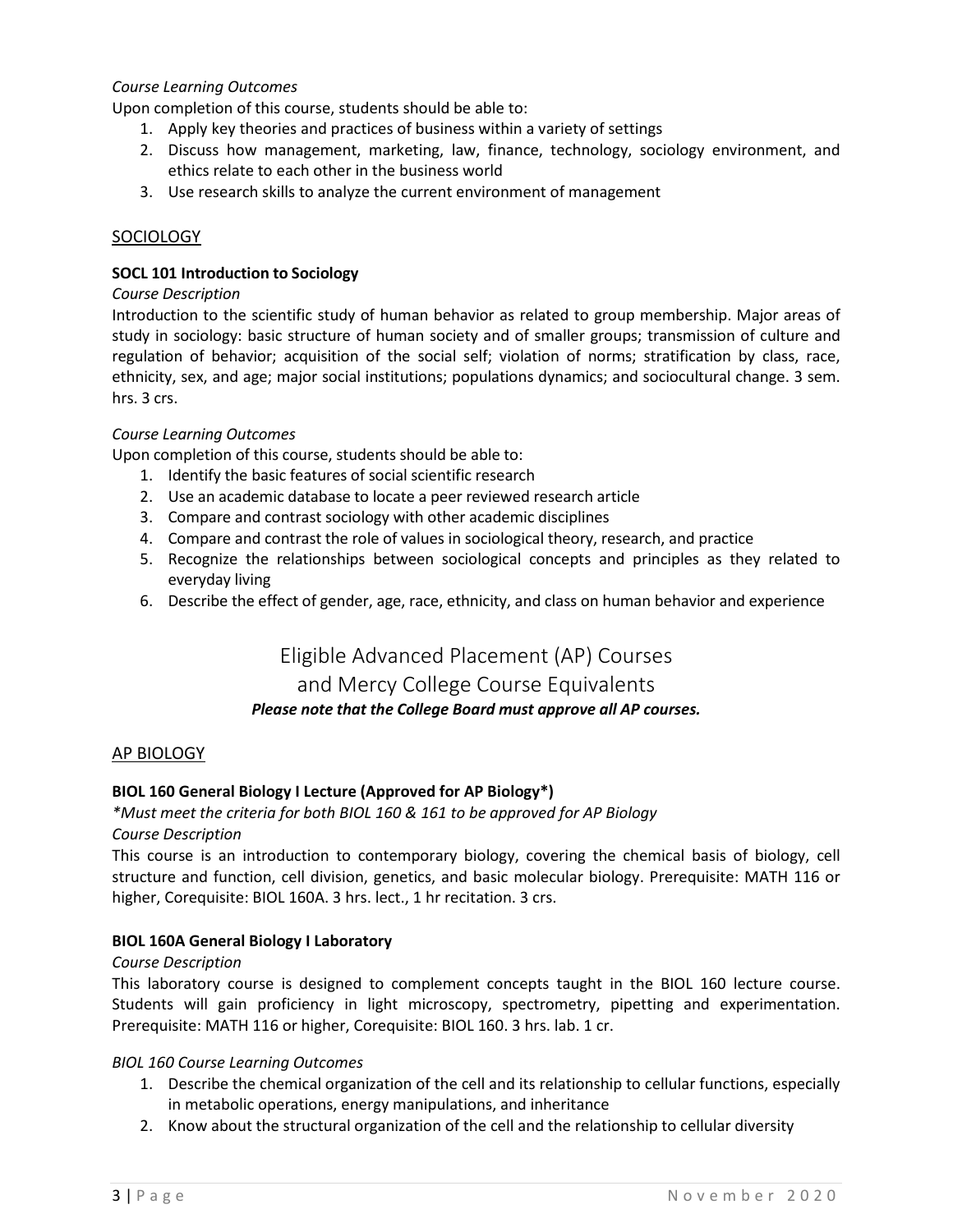*Course Learning Outcomes*

Upon completion of this course, students should be able to:

1. Apply key theories and practices of business within a variety of settings
2. Discuss how management, marketing, law, finance, technology, sociology environment, and ethics relate to each other in the business world
3. Use research skills to analyze the current environment of management

## SOCIOLOGY

### SOCL 101 Introduction to Sociology

*Course Description*

Introduction to the scientific study of human behavior as related to group membership. Major areas of study in sociology: basic structure of human society and of smaller groups; transmission of culture and regulation of behavior; acquisition of the social self; violation of norms; stratification by class, race, ethnicity, sex, and age; major social institutions; populations dynamics; and sociocultural change. 3 sem. hrs. 3 crs.

*Course Learning Outcomes*

Upon completion of this course, students should be able to:

1. Identify the basic features of social scientific research
2. Use an academic database to locate a peer reviewed research article
3. Compare and contrast sociology with other academic disciplines
4. Compare and contrast the role of values in sociological theory, research, and practice
5. Recognize the relationships between sociological concepts and principles as they related to everyday living
6. Describe the effect of gender, age, race, ethnicity, and class on human behavior and experience

# Eligible Advanced Placement (AP) Courses and Mercy College Course Equivalents

***Please note that the College Board must approve all AP courses.***

## AP BIOLOGY

### BIOL 160 General Biology I Lecture (Approved for AP Biology*)

*\*Must meet the criteria for both BIOL 160 & 161 to be approved for AP Biology*

*Course Description*

This course is an introduction to contemporary biology, covering the chemical basis of biology, cell structure and function, cell division, genetics, and basic molecular biology. Prerequisite: MATH 116 or higher, Corequisite: BIOL 160A. 3 hrs. lect., 1 hr recitation. 3 crs.

### BIOL 160A General Biology I Laboratory

*Course Description*

This laboratory course is designed to complement concepts taught in the BIOL 160 lecture course. Students will gain proficiency in light microscopy, spectrometry, pipetting and experimentation. Prerequisite: MATH 116 or higher, Corequisite: BIOL 160. 3 hrs. lab. 1 cr.

*BIOL 160 Course Learning Outcomes*

1. Describe the chemical organization of the cell and its relationship to cellular functions, especially in metabolic operations, energy manipulations, and inheritance
2. Know about the structural organization of the cell and the relationship to cellular diversity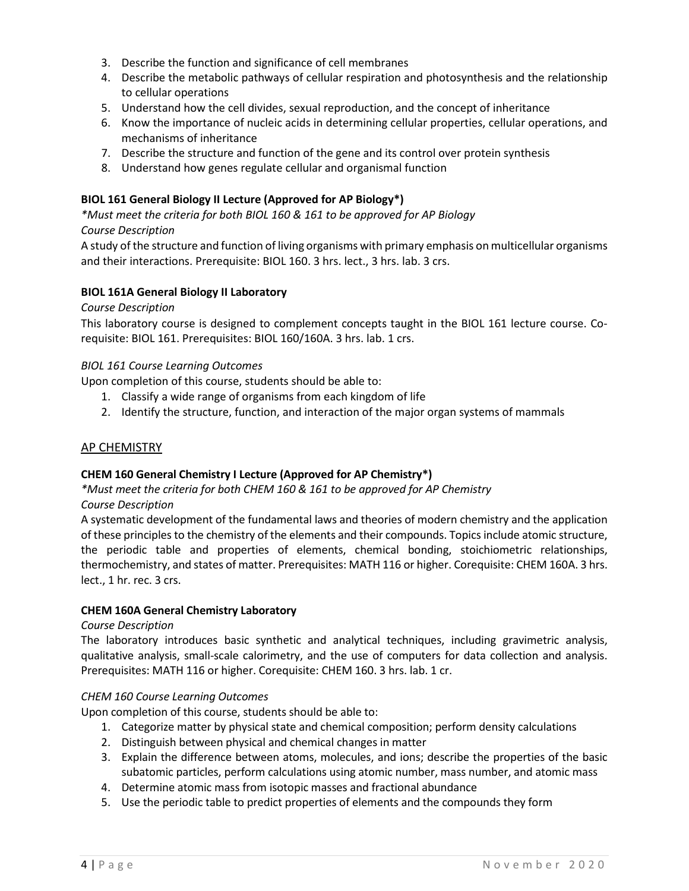3. Describe the function and significance of cell membranes
4. Describe the metabolic pathways of cellular respiration and photosynthesis and the relationship to cellular operations
5. Understand how the cell divides, sexual reproduction, and the concept of inheritance
6. Know the importance of nucleic acids in determining cellular properties, cellular operations, and mechanisms of inheritance
7. Describe the structure and function of the gene and its control over protein synthesis
8. Understand how genes regulate cellular and organismal function

**BIOL 161 General Biology II Lecture (Approved for AP Biology*)**

*\*Must meet the criteria for both BIOL 160 & 161 to be approved for AP Biology*

*Course Description*

A study of the structure and function of living organisms with primary emphasis on multicellular organisms and their interactions. Prerequisite: BIOL 160. 3 hrs. lect., 3 hrs. lab. 3 crs.

**BIOL 161A General Biology II Laboratory**

*Course Description*

This laboratory course is designed to complement concepts taught in the BIOL 161 lecture course. Co-requisite: BIOL 161. Prerequisites: BIOL 160/160A. 3 hrs. lab. 1 crs.

*BIOL 161 Course Learning Outcomes*

Upon completion of this course, students should be able to:

1. Classify a wide range of organisms from each kingdom of life
2. Identify the structure, function, and interaction of the major organ systems of mammals

## AP CHEMISTRY

**CHEM 160 General Chemistry I Lecture (Approved for AP Chemistry*)**

*\*Must meet the criteria for both CHEM 160 & 161 to be approved for AP Chemistry*

*Course Description*

A systematic development of the fundamental laws and theories of modern chemistry and the application of these principles to the chemistry of the elements and their compounds. Topics include atomic structure, the periodic table and properties of elements, chemical bonding, stoichiometric relationships, thermochemistry, and states of matter. Prerequisites: MATH 116 or higher. Corequisite: CHEM 160A. 3 hrs. lect., 1 hr. rec. 3 crs.

**CHEM 160A General Chemistry Laboratory**

*Course Description*

The laboratory introduces basic synthetic and analytical techniques, including gravimetric analysis, qualitative analysis, small-scale calorimetry, and the use of computers for data collection and analysis. Prerequisites: MATH 116 or higher. Corequisite: CHEM 160. 3 hrs. lab. 1 cr.

*CHEM 160 Course Learning Outcomes*

Upon completion of this course, students should be able to:

1. Categorize matter by physical state and chemical composition; perform density calculations
2. Distinguish between physical and chemical changes in matter
3. Explain the difference between atoms, molecules, and ions; describe the properties of the basic subatomic particles, perform calculations using atomic number, mass number, and atomic mass
4. Determine atomic mass from isotopic masses and fractional abundance
5. Use the periodic table to predict properties of elements and the compounds they form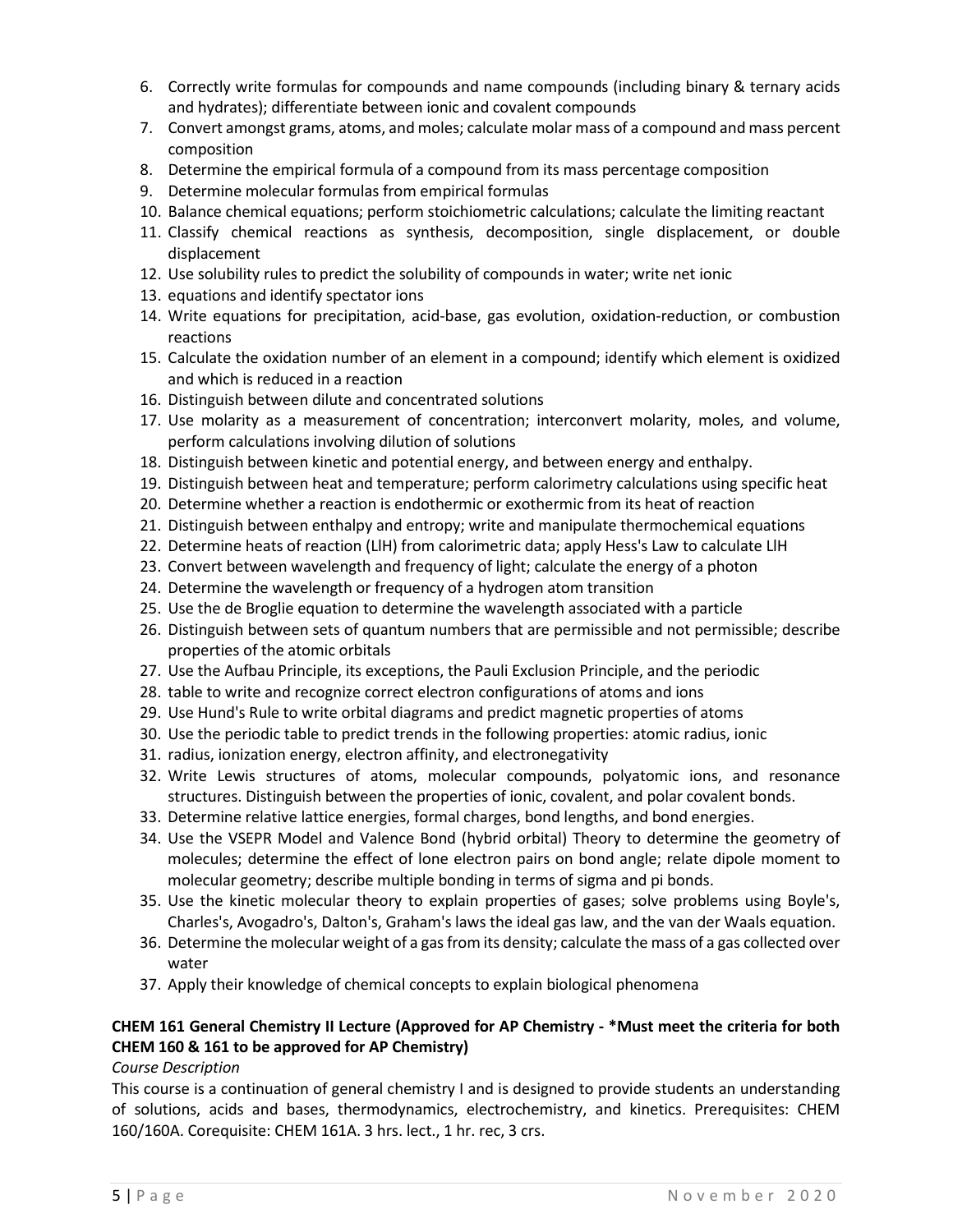6. Correctly write formulas for compounds and name compounds (including binary & ternary acids and hydrates); differentiate between ionic and covalent compounds
7. Convert amongst grams, atoms, and moles; calculate molar mass of a compound and mass percent composition
8. Determine the empirical formula of a compound from its mass percentage composition
9. Determine molecular formulas from empirical formulas
10. Balance chemical equations; perform stoichiometric calculations; calculate the limiting reactant
11. Classify chemical reactions as synthesis, decomposition, single displacement, or double displacement
12. Use solubility rules to predict the solubility of compounds in water; write net ionic
13. equations and identify spectator ions
14. Write equations for precipitation, acid-base, gas evolution, oxidation-reduction, or combustion reactions
15. Calculate the oxidation number of an element in a compound; identify which element is oxidized and which is reduced in a reaction
16. Distinguish between dilute and concentrated solutions
17. Use molarity as a measurement of concentration; interconvert molarity, moles, and volume, perform calculations involving dilution of solutions
18. Distinguish between kinetic and potential energy, and between energy and enthalpy.
19. Distinguish between heat and temperature; perform calorimetry calculations using specific heat
20. Determine whether a reaction is endothermic or exothermic from its heat of reaction
21. Distinguish between enthalpy and entropy; write and manipulate thermochemical equations
22. Determine heats of reaction (LlH) from calorimetric data; apply Hess's Law to calculate LlH
23. Convert between wavelength and frequency of light; calculate the energy of a photon
24. Determine the wavelength or frequency of a hydrogen atom transition
25. Use the de Broglie equation to determine the wavelength associated with a particle
26. Distinguish between sets of quantum numbers that are permissible and not permissible; describe properties of the atomic orbitals
27. Use the Aufbau Principle, its exceptions, the Pauli Exclusion Principle, and the periodic
28. table to write and recognize correct electron configurations of atoms and ions
29. Use Hund's Rule to write orbital diagrams and predict magnetic properties of atoms
30. Use the periodic table to predict trends in the following properties: atomic radius, ionic
31. radius, ionization energy, electron affinity, and electronegativity
32. Write Lewis structures of atoms, molecular compounds, polyatomic ions, and resonance structures. Distinguish between the properties of ionic, covalent, and polar covalent bonds.
33. Determine relative lattice energies, formal charges, bond lengths, and bond energies.
34. Use the VSEPR Model and Valence Bond (hybrid orbital) Theory to determine the geometry of molecules; determine the effect of lone electron pairs on bond angle; relate dipole moment to molecular geometry; describe multiple bonding in terms of sigma and pi bonds.
35. Use the kinetic molecular theory to explain properties of gases; solve problems using Boyle's, Charles's, Avogadro's, Dalton's, Graham's laws the ideal gas law, and the van der Waals equation.
36. Determine the molecular weight of a gas from its density; calculate the mass of a gas collected over water
37. Apply their knowledge of chemical concepts to explain biological phenomena

**CHEM 161 General Chemistry II Lecture (Approved for AP Chemistry - *Must meet the criteria for both CHEM 160 & 161 to be approved for AP Chemistry)**

*Course Description*

This course is a continuation of general chemistry I and is designed to provide students an understanding of solutions, acids and bases, thermodynamics, electrochemistry, and kinetics. Prerequisites: CHEM 160/160A. Corequisite: CHEM 161A. 3 hrs. lect., 1 hr. rec, 3 crs.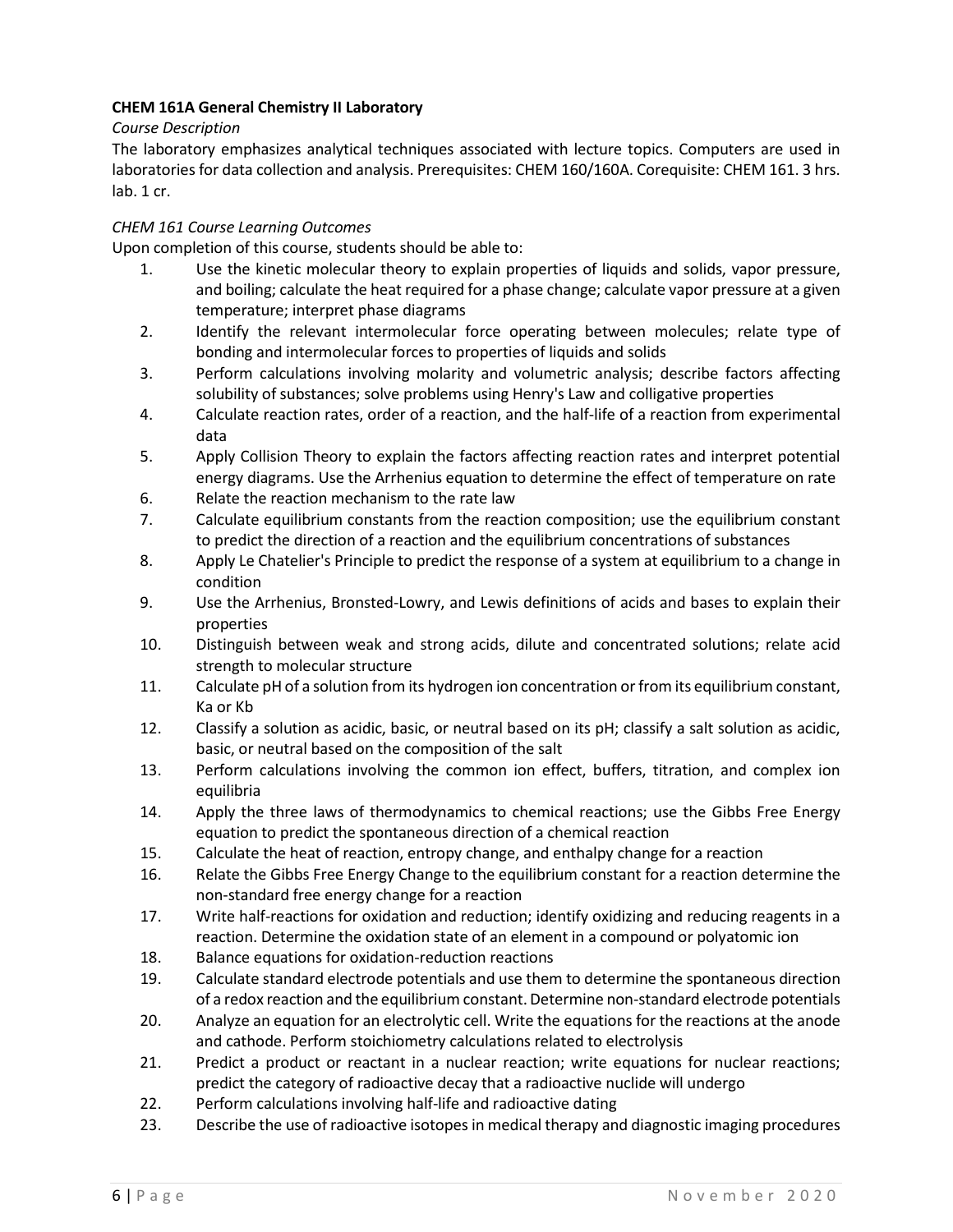**CHEM 161A General Chemistry II Laboratory**

*Course Description*

The laboratory emphasizes analytical techniques associated with lecture topics. Computers are used in laboratories for data collection and analysis. Prerequisites: CHEM 160/160A. Corequisite: CHEM 161. 3 hrs. lab. 1 cr.

*CHEM 161 Course Learning Outcomes*

Upon completion of this course, students should be able to:

1. Use the kinetic molecular theory to explain properties of liquids and solids, vapor pressure, and boiling; calculate the heat required for a phase change; calculate vapor pressure at a given temperature; interpret phase diagrams
2. Identify the relevant intermolecular force operating between molecules; relate type of bonding and intermolecular forces to properties of liquids and solids
3. Perform calculations involving molarity and volumetric analysis; describe factors affecting solubility of substances; solve problems using Henry's Law and colligative properties
4. Calculate reaction rates, order of a reaction, and the half-life of a reaction from experimental data
5. Apply Collision Theory to explain the factors affecting reaction rates and interpret potential energy diagrams. Use the Arrhenius equation to determine the effect of temperature on rate
6. Relate the reaction mechanism to the rate law
7. Calculate equilibrium constants from the reaction composition; use the equilibrium constant to predict the direction of a reaction and the equilibrium concentrations of substances
8. Apply Le Chatelier's Principle to predict the response of a system at equilibrium to a change in condition
9. Use the Arrhenius, Bronsted-Lowry, and Lewis definitions of acids and bases to explain their properties
10. Distinguish between weak and strong acids, dilute and concentrated solutions; relate acid strength to molecular structure
11. Calculate pH of a solution from its hydrogen ion concentration or from its equilibrium constant, Ka or Kb
12. Classify a solution as acidic, basic, or neutral based on its pH; classify a salt solution as acidic, basic, or neutral based on the composition of the salt
13. Perform calculations involving the common ion effect, buffers, titration, and complex ion equilibria
14. Apply the three laws of thermodynamics to chemical reactions; use the Gibbs Free Energy equation to predict the spontaneous direction of a chemical reaction
15. Calculate the heat of reaction, entropy change, and enthalpy change for a reaction
16. Relate the Gibbs Free Energy Change to the equilibrium constant for a reaction determine the non-standard free energy change for a reaction
17. Write half-reactions for oxidation and reduction; identify oxidizing and reducing reagents in a reaction. Determine the oxidation state of an element in a compound or polyatomic ion
18. Balance equations for oxidation-reduction reactions
19. Calculate standard electrode potentials and use them to determine the spontaneous direction of a redox reaction and the equilibrium constant. Determine non-standard electrode potentials
20. Analyze an equation for an electrolytic cell. Write the equations for the reactions at the anode and cathode. Perform stoichiometry calculations related to electrolysis
21. Predict a product or reactant in a nuclear reaction; write equations for nuclear reactions; predict the category of radioactive decay that a radioactive nuclide will undergo
22. Perform calculations involving half-life and radioactive dating
23. Describe the use of radioactive isotopes in medical therapy and diagnostic imaging procedures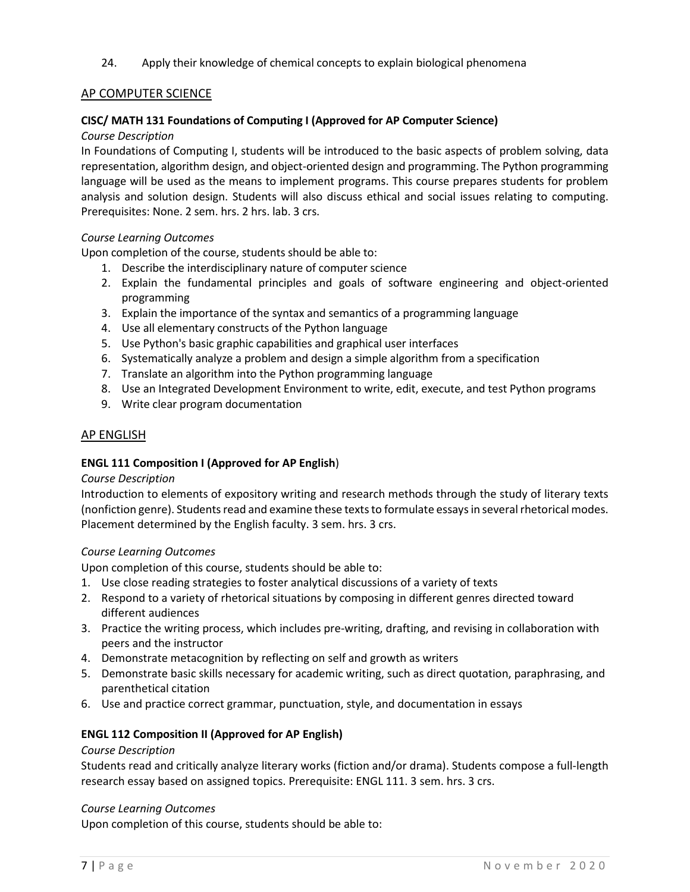24. Apply their knowledge of chemical concepts to explain biological phenomena

## AP COMPUTER SCIENCE

### CISC/ MATH 131 Foundations of Computing I (Approved for AP Computer Science)

*Course Description*

In Foundations of Computing I, students will be introduced to the basic aspects of problem solving, data representation, algorithm design, and object-oriented design and programming. The Python programming language will be used as the means to implement programs. This course prepares students for problem analysis and solution design. Students will also discuss ethical and social issues relating to computing. Prerequisites: None. 2 sem. hrs. 2 hrs. lab. 3 crs.

*Course Learning Outcomes*

Upon completion of the course, students should be able to:

1. Describe the interdisciplinary nature of computer science
2. Explain the fundamental principles and goals of software engineering and object-oriented programming
3. Explain the importance of the syntax and semantics of a programming language
4. Use all elementary constructs of the Python language
5. Use Python's basic graphic capabilities and graphical user interfaces
6. Systematically analyze a problem and design a simple algorithm from a specification
7. Translate an algorithm into the Python programming language
8. Use an Integrated Development Environment to write, edit, execute, and test Python programs
9. Write clear program documentation

## AP ENGLISH

### ENGL 111 Composition I (Approved for AP English)

*Course Description*

Introduction to elements of expository writing and research methods through the study of literary texts (nonfiction genre). Students read and examine these texts to formulate essays in several rhetorical modes. Placement determined by the English faculty. 3 sem. hrs. 3 crs.

*Course Learning Outcomes*

Upon completion of this course, students should be able to:

1. Use close reading strategies to foster analytical discussions of a variety of texts
2. Respond to a variety of rhetorical situations by composing in different genres directed toward different audiences
3. Practice the writing process, which includes pre-writing, drafting, and revising in collaboration with peers and the instructor
4. Demonstrate metacognition by reflecting on self and growth as writers
5. Demonstrate basic skills necessary for academic writing, such as direct quotation, paraphrasing, and parenthetical citation
6. Use and practice correct grammar, punctuation, style, and documentation in essays

### ENGL 112 Composition II (Approved for AP English)

*Course Description*

Students read and critically analyze literary works (fiction and/or drama). Students compose a full-length research essay based on assigned topics. Prerequisite: ENGL 111. 3 sem. hrs. 3 crs.

*Course Learning Outcomes*

Upon completion of this course, students should be able to: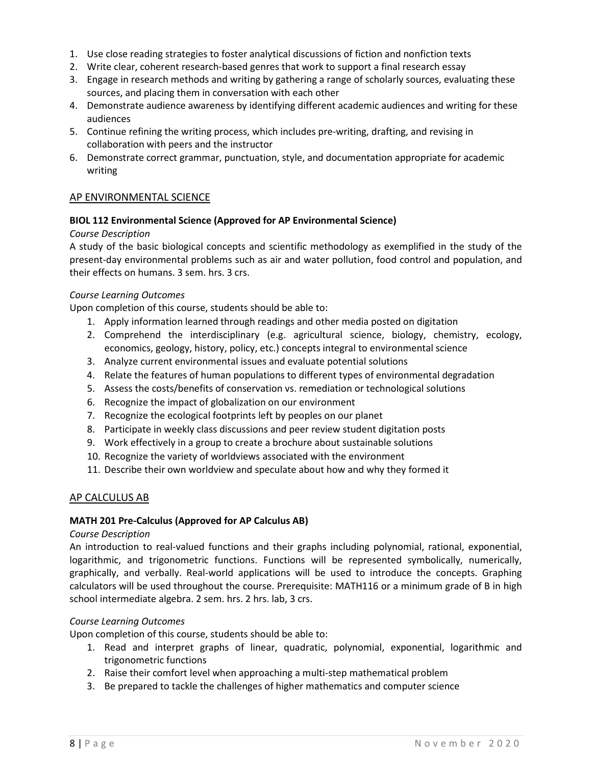1. Use close reading strategies to foster analytical discussions of fiction and nonfiction texts
2. Write clear, coherent research-based genres that work to support a final research essay
3. Engage in research methods and writing by gathering a range of scholarly sources, evaluating these sources, and placing them in conversation with each other
4. Demonstrate audience awareness by identifying different academic audiences and writing for these audiences
5. Continue refining the writing process, which includes pre-writing, drafting, and revising in collaboration with peers and the instructor
6. Demonstrate correct grammar, punctuation, style, and documentation appropriate for academic writing

## AP ENVIRONMENTAL SCIENCE

**BIOL 112 Environmental Science (Approved for AP Environmental Science)**

*Course Description*

A study of the basic biological concepts and scientific methodology as exemplified in the study of the present-day environmental problems such as air and water pollution, food control and population, and their effects on humans. 3 sem. hrs. 3 crs.

*Course Learning Outcomes*

Upon completion of this course, students should be able to:

1. Apply information learned through readings and other media posted on digitation
2. Comprehend the interdisciplinary (e.g. agricultural science, biology, chemistry, ecology, economics, geology, history, policy, etc.) concepts integral to environmental science
3. Analyze current environmental issues and evaluate potential solutions
4. Relate the features of human populations to different types of environmental degradation
5. Assess the costs/benefits of conservation vs. remediation or technological solutions
6. Recognize the impact of globalization on our environment
7. Recognize the ecological footprints left by peoples on our planet
8. Participate in weekly class discussions and peer review student digitation posts
9. Work effectively in a group to create a brochure about sustainable solutions
10. Recognize the variety of worldviews associated with the environment
11. Describe their own worldview and speculate about how and why they formed it

## AP CALCULUS AB

**MATH 201 Pre-Calculus (Approved for AP Calculus AB)**

*Course Description*

An introduction to real-valued functions and their graphs including polynomial, rational, exponential, logarithmic, and trigonometric functions. Functions will be represented symbolically, numerically, graphically, and verbally. Real-world applications will be used to introduce the concepts. Graphing calculators will be used throughout the course. Prerequisite: MATH116 or a minimum grade of B in high school intermediate algebra. 2 sem. hrs. 2 hrs. lab, 3 crs.

*Course Learning Outcomes*

Upon completion of this course, students should be able to:

1. Read and interpret graphs of linear, quadratic, polynomial, exponential, logarithmic and trigonometric functions
2. Raise their comfort level when approaching a multi-step mathematical problem
3. Be prepared to tackle the challenges of higher mathematics and computer science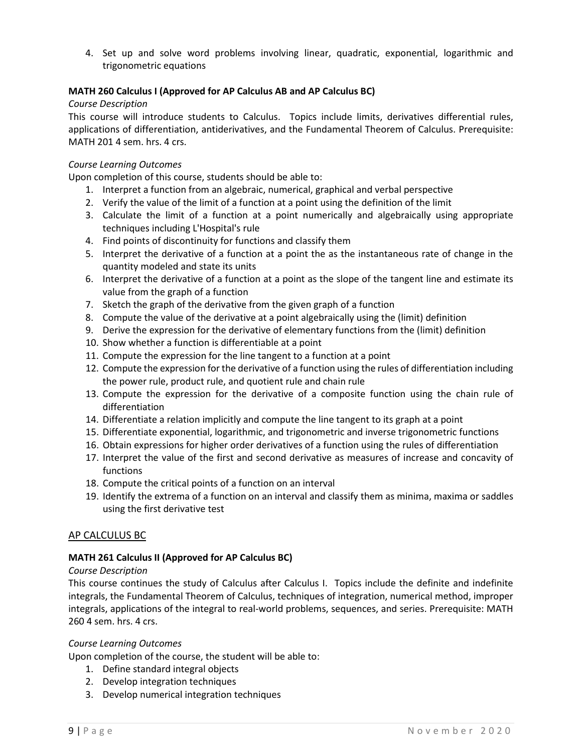4. Set up and solve word problems involving linear, quadratic, exponential, logarithmic and trigonometric equations

**MATH 260 Calculus I (Approved for AP Calculus AB and AP Calculus BC)**

*Course Description*

This course will introduce students to Calculus. Topics include limits, derivatives differential rules, applications of differentiation, antiderivatives, and the Fundamental Theorem of Calculus. Prerequisite: MATH 201 4 sem. hrs. 4 crs.

*Course Learning Outcomes*

Upon completion of this course, students should be able to:

1. Interpret a function from an algebraic, numerical, graphical and verbal perspective
2. Verify the value of the limit of a function at a point using the definition of the limit
3. Calculate the limit of a function at a point numerically and algebraically using appropriate techniques including L'Hospital's rule
4. Find points of discontinuity for functions and classify them
5. Interpret the derivative of a function at a point the as the instantaneous rate of change in the quantity modeled and state its units
6. Interpret the derivative of a function at a point as the slope of the tangent line and estimate its value from the graph of a function
7. Sketch the graph of the derivative from the given graph of a function
8. Compute the value of the derivative at a point algebraically using the (limit) definition
9. Derive the expression for the derivative of elementary functions from the (limit) definition
10. Show whether a function is differentiable at a point
11. Compute the expression for the line tangent to a function at a point
12. Compute the expression for the derivative of a function using the rules of differentiation including the power rule, product rule, and quotient rule and chain rule
13. Compute the expression for the derivative of a composite function using the chain rule of differentiation
14. Differentiate a relation implicitly and compute the line tangent to its graph at a point
15. Differentiate exponential, logarithmic, and trigonometric and inverse trigonometric functions
16. Obtain expressions for higher order derivatives of a function using the rules of differentiation
17. Interpret the value of the first and second derivative as measures of increase and concavity of functions
18. Compute the critical points of a function on an interval
19. Identify the extrema of a function on an interval and classify them as minima, maxima or saddles using the first derivative test

## AP CALCULUS BC

**MATH 261 Calculus II (Approved for AP Calculus BC)**

*Course Description*

This course continues the study of Calculus after Calculus I. Topics include the definite and indefinite integrals, the Fundamental Theorem of Calculus, techniques of integration, numerical method, improper integrals, applications of the integral to real-world problems, sequences, and series. Prerequisite: MATH 260 4 sem. hrs. 4 crs.

*Course Learning Outcomes*

Upon completion of the course, the student will be able to:

1. Define standard integral objects
2. Develop integration techniques
3. Develop numerical integration techniques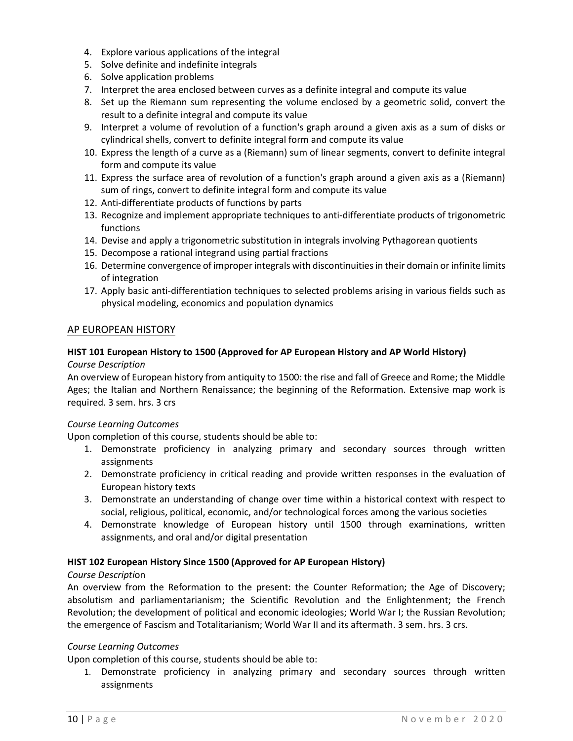4. Explore various applications of the integral
5. Solve definite and indefinite integrals
6. Solve application problems
7. Interpret the area enclosed between curves as a definite integral and compute its value
8. Set up the Riemann sum representing the volume enclosed by a geometric solid, convert the result to a definite integral and compute its value
9. Interpret a volume of revolution of a function's graph around a given axis as a sum of disks or cylindrical shells, convert to definite integral form and compute its value
10. Express the length of a curve as a (Riemann) sum of linear segments, convert to definite integral form and compute its value
11. Express the surface area of revolution of a function's graph around a given axis as a (Riemann) sum of rings, convert to definite integral form and compute its value
12. Anti-differentiate products of functions by parts
13. Recognize and implement appropriate techniques to anti-differentiate products of trigonometric functions
14. Devise and apply a trigonometric substitution in integrals involving Pythagorean quotients
15. Decompose a rational integrand using partial fractions
16. Determine convergence of improper integrals with discontinuities in their domain or infinite limits of integration
17. Apply basic anti-differentiation techniques to selected problems arising in various fields such as physical modeling, economics and population dynamics

## AP EUROPEAN HISTORY

### HIST 101 European History to 1500 (Approved for AP European History and AP World History)

*Course Description*

An overview of European history from antiquity to 1500: the rise and fall of Greece and Rome; the Middle Ages; the Italian and Northern Renaissance; the beginning of the Reformation. Extensive map work is required. 3 sem. hrs. 3 crs

*Course Learning Outcomes*

Upon completion of this course, students should be able to:

1. Demonstrate proficiency in analyzing primary and secondary sources through written assignments
2. Demonstrate proficiency in critical reading and provide written responses in the evaluation of European history texts
3. Demonstrate an understanding of change over time within a historical context with respect to social, religious, political, economic, and/or technological forces among the various societies
4. Demonstrate knowledge of European history until 1500 through examinations, written assignments, and oral and/or digital presentation

### HIST 102 European History Since 1500 (Approved for AP European History)

*Course Description*

An overview from the Reformation to the present: the Counter Reformation; the Age of Discovery; absolutism and parliamentarianism; the Scientific Revolution and the Enlightenment; the French Revolution; the development of political and economic ideologies; World War I; the Russian Revolution; the emergence of Fascism and Totalitarianism; World War II and its aftermath. 3 sem. hrs. 3 crs.

*Course Learning Outcomes*

Upon completion of this course, students should be able to:

1. Demonstrate proficiency in analyzing primary and secondary sources through written assignments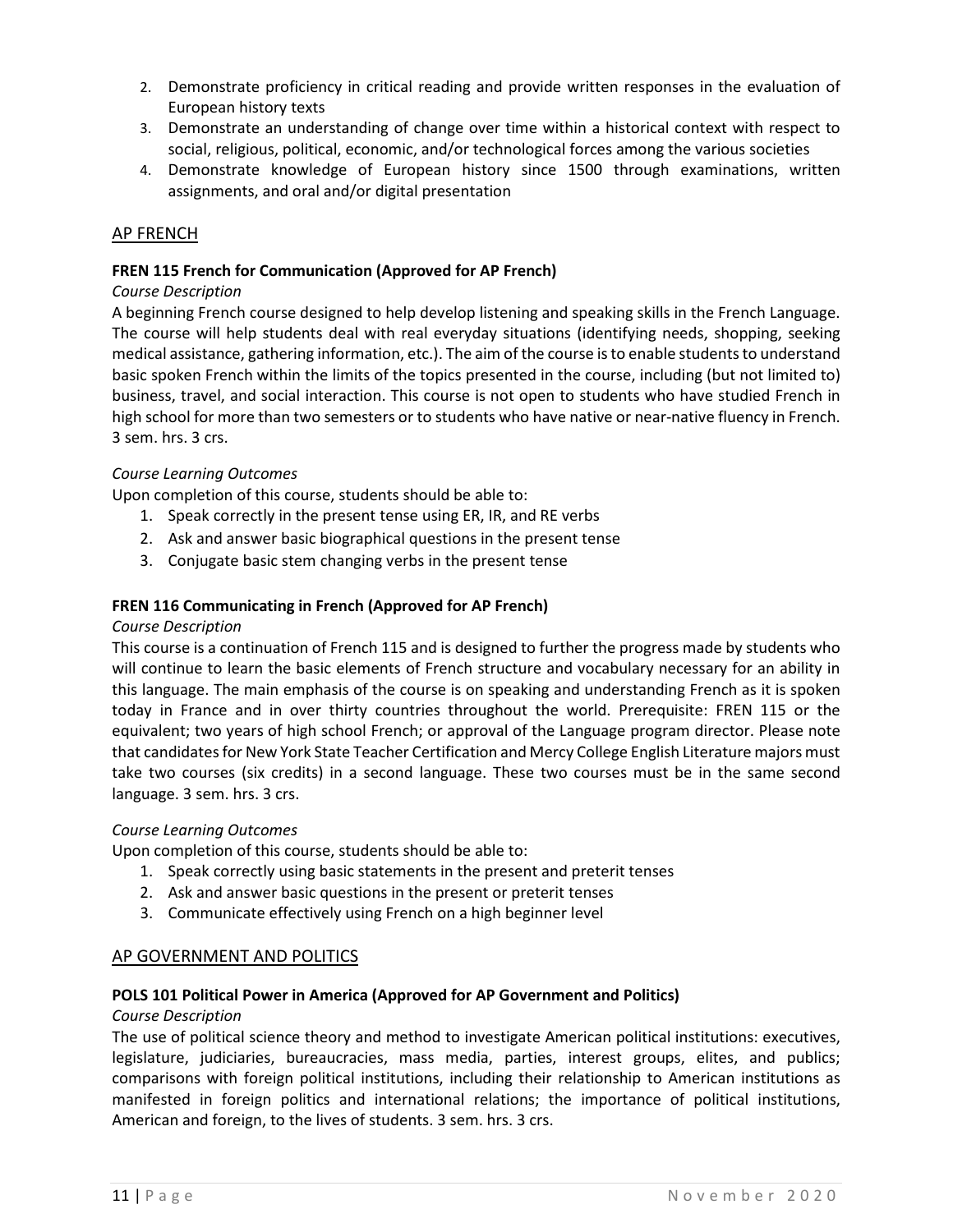2. Demonstrate proficiency in critical reading and provide written responses in the evaluation of European history texts
3. Demonstrate an understanding of change over time within a historical context with respect to social, religious, political, economic, and/or technological forces among the various societies
4. Demonstrate knowledge of European history since 1500 through examinations, written assignments, and oral and/or digital presentation

## AP FRENCH

**FREN 115 French for Communication (Approved for AP French)**

*Course Description*

A beginning French course designed to help develop listening and speaking skills in the French Language. The course will help students deal with real everyday situations (identifying needs, shopping, seeking medical assistance, gathering information, etc.). The aim of the course is to enable students to understand basic spoken French within the limits of the topics presented in the course, including (but not limited to) business, travel, and social interaction. This course is not open to students who have studied French in high school for more than two semesters or to students who have native or near-native fluency in French. 3 sem. hrs. 3 crs.

*Course Learning Outcomes*

Upon completion of this course, students should be able to:

1. Speak correctly in the present tense using ER, IR, and RE verbs
2. Ask and answer basic biographical questions in the present tense
3. Conjugate basic stem changing verbs in the present tense

**FREN 116 Communicating in French (Approved for AP French)**

*Course Description*

This course is a continuation of French 115 and is designed to further the progress made by students who will continue to learn the basic elements of French structure and vocabulary necessary for an ability in this language. The main emphasis of the course is on speaking and understanding French as it is spoken today in France and in over thirty countries throughout the world. Prerequisite: FREN 115 or the equivalent; two years of high school French; or approval of the Language program director. Please note that candidates for New York State Teacher Certification and Mercy College English Literature majors must take two courses (six credits) in a second language. These two courses must be in the same second language. 3 sem. hrs. 3 crs.

*Course Learning Outcomes*

Upon completion of this course, students should be able to:

1. Speak correctly using basic statements in the present and preterit tenses
2. Ask and answer basic questions in the present or preterit tenses
3. Communicate effectively using French on a high beginner level

## AP GOVERNMENT AND POLITICS

**POLS 101 Political Power in America (Approved for AP Government and Politics)**

*Course Description*

The use of political science theory and method to investigate American political institutions: executives, legislature, judiciaries, bureaucracies, mass media, parties, interest groups, elites, and publics; comparisons with foreign political institutions, including their relationship to American institutions as manifested in foreign politics and international relations; the importance of political institutions, American and foreign, to the lives of students. 3 sem. hrs. 3 crs.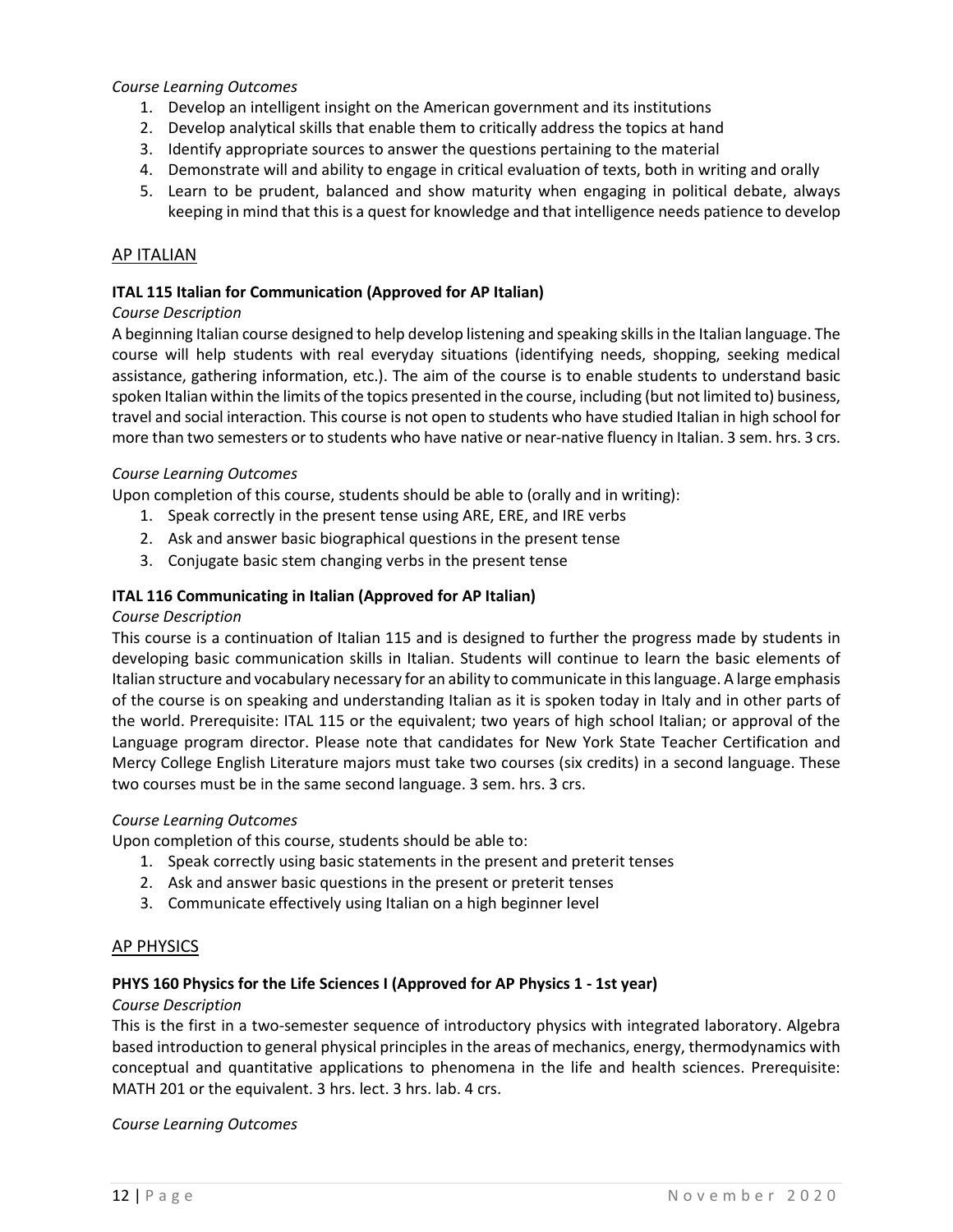*Course Learning Outcomes*

1. Develop an intelligent insight on the American government and its institutions
2. Develop analytical skills that enable them to critically address the topics at hand
3. Identify appropriate sources to answer the questions pertaining to the material
4. Demonstrate will and ability to engage in critical evaluation of texts, both in writing and orally
5. Learn to be prudent, balanced and show maturity when engaging in political debate, always keeping in mind that this is a quest for knowledge and that intelligence needs patience to develop

## AP ITALIAN

### ITAL 115 Italian for Communication (Approved for AP Italian)

*Course Description*

A beginning Italian course designed to help develop listening and speaking skills in the Italian language. The course will help students with real everyday situations (identifying needs, shopping, seeking medical assistance, gathering information, etc.). The aim of the course is to enable students to understand basic spoken Italian within the limits of the topics presented in the course, including (but not limited to) business, travel and social interaction. This course is not open to students who have studied Italian in high school for more than two semesters or to students who have native or near-native fluency in Italian. 3 sem. hrs. 3 crs.

*Course Learning Outcomes*

Upon completion of this course, students should be able to (orally and in writing):

1. Speak correctly in the present tense using ARE, ERE, and IRE verbs
2. Ask and answer basic biographical questions in the present tense
3. Conjugate basic stem changing verbs in the present tense

### ITAL 116 Communicating in Italian (Approved for AP Italian)

*Course Description*

This course is a continuation of Italian 115 and is designed to further the progress made by students in developing basic communication skills in Italian. Students will continue to learn the basic elements of Italian structure and vocabulary necessary for an ability to communicate in this language. A large emphasis of the course is on speaking and understanding Italian as it is spoken today in Italy and in other parts of the world. Prerequisite: ITAL 115 or the equivalent; two years of high school Italian; or approval of the Language program director. Please note that candidates for New York State Teacher Certification and Mercy College English Literature majors must take two courses (six credits) in a second language. These two courses must be in the same second language. 3 sem. hrs. 3 crs.

*Course Learning Outcomes*

Upon completion of this course, students should be able to:

1. Speak correctly using basic statements in the present and preterit tenses
2. Ask and answer basic questions in the present or preterit tenses
3. Communicate effectively using Italian on a high beginner level

## AP PHYSICS

### PHYS 160 Physics for the Life Sciences I (Approved for AP Physics 1 - 1st year)

*Course Description*

This is the first in a two-semester sequence of introductory physics with integrated laboratory. Algebra based introduction to general physical principles in the areas of mechanics, energy, thermodynamics with conceptual and quantitative applications to phenomena in the life and health sciences. Prerequisite: MATH 201 or the equivalent. 3 hrs. lect. 3 hrs. lab. 4 crs.

*Course Learning Outcomes*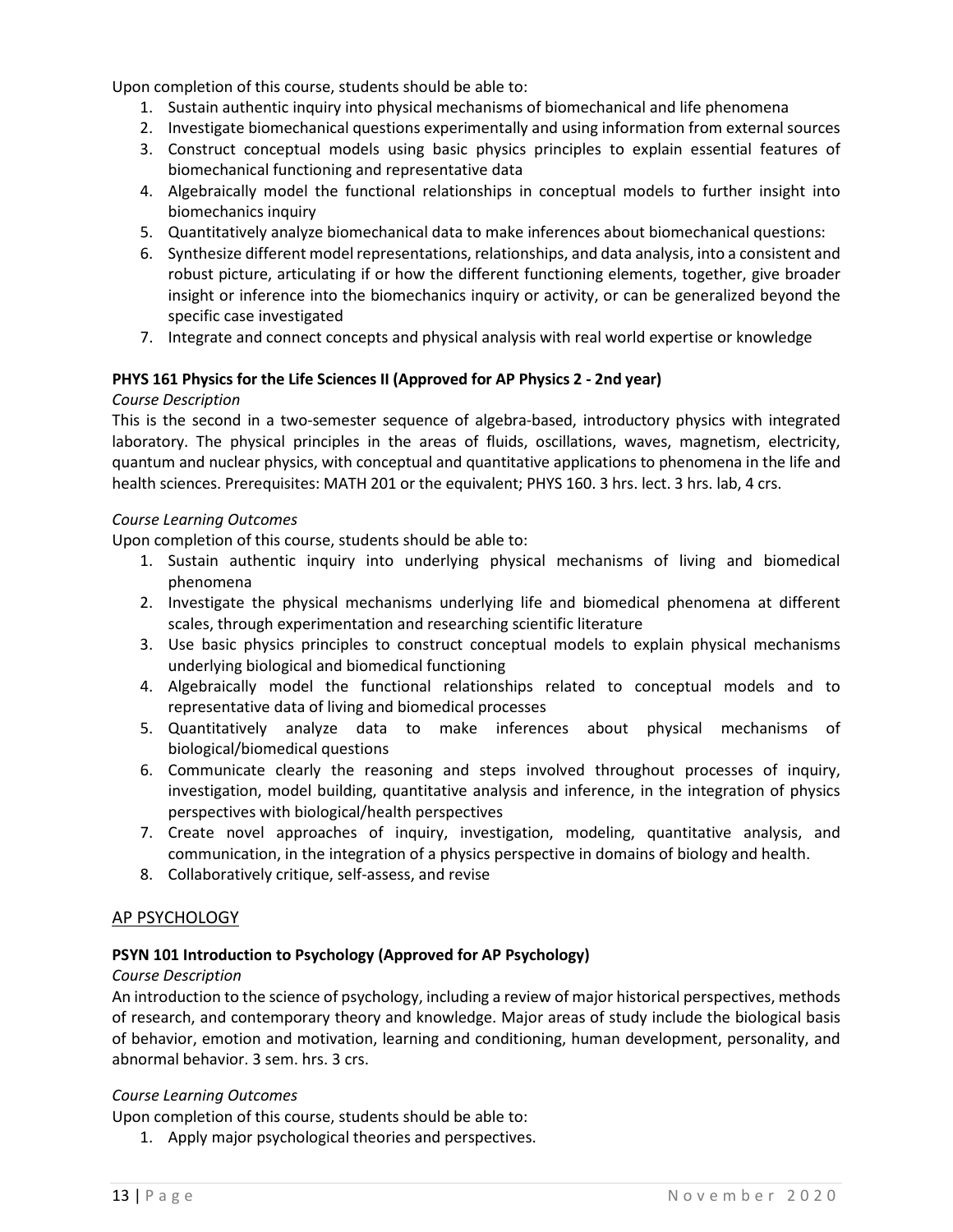Upon completion of this course, students should be able to:

1. Sustain authentic inquiry into physical mechanisms of biomechanical and life phenomena
2. Investigate biomechanical questions experimentally and using information from external sources
3. Construct conceptual models using basic physics principles to explain essential features of biomechanical functioning and representative data
4. Algebraically model the functional relationships in conceptual models to further insight into biomechanics inquiry
5. Quantitatively analyze biomechanical data to make inferences about biomechanical questions:
6. Synthesize different model representations, relationships, and data analysis, into a consistent and robust picture, articulating if or how the different functioning elements, together, give broader insight or inference into the biomechanics inquiry or activity, or can be generalized beyond the specific case investigated
7. Integrate and connect concepts and physical analysis with real world expertise or knowledge

**PHYS 161 Physics for the Life Sciences II (Approved for AP Physics 2 - 2nd year)**

*Course Description*

This is the second in a two-semester sequence of algebra-based, introductory physics with integrated laboratory. The physical principles in the areas of fluids, oscillations, waves, magnetism, electricity, quantum and nuclear physics, with conceptual and quantitative applications to phenomena in the life and health sciences. Prerequisites: MATH 201 or the equivalent; PHYS 160. 3 hrs. lect. 3 hrs. lab, 4 crs.

*Course Learning Outcomes*

Upon completion of this course, students should be able to:

1. Sustain authentic inquiry into underlying physical mechanisms of living and biomedical phenomena
2. Investigate the physical mechanisms underlying life and biomedical phenomena at different scales, through experimentation and researching scientific literature
3. Use basic physics principles to construct conceptual models to explain physical mechanisms underlying biological and biomedical functioning
4. Algebraically model the functional relationships related to conceptual models and to representative data of living and biomedical processes
5. Quantitatively analyze data to make inferences about physical mechanisms of biological/biomedical questions
6. Communicate clearly the reasoning and steps involved throughout processes of inquiry, investigation, model building, quantitative analysis and inference, in the integration of physics perspectives with biological/health perspectives
7. Create novel approaches of inquiry, investigation, modeling, quantitative analysis, and communication, in the integration of a physics perspective in domains of biology and health.
8. Collaboratively critique, self-assess, and revise

## AP PSYCHOLOGY

**PSYN 101 Introduction to Psychology (Approved for AP Psychology)**

*Course Description*

An introduction to the science of psychology, including a review of major historical perspectives, methods of research, and contemporary theory and knowledge. Major areas of study include the biological basis of behavior, emotion and motivation, learning and conditioning, human development, personality, and abnormal behavior. 3 sem. hrs. 3 crs.

*Course Learning Outcomes*

Upon completion of this course, students should be able to:

1. Apply major psychological theories and perspectives.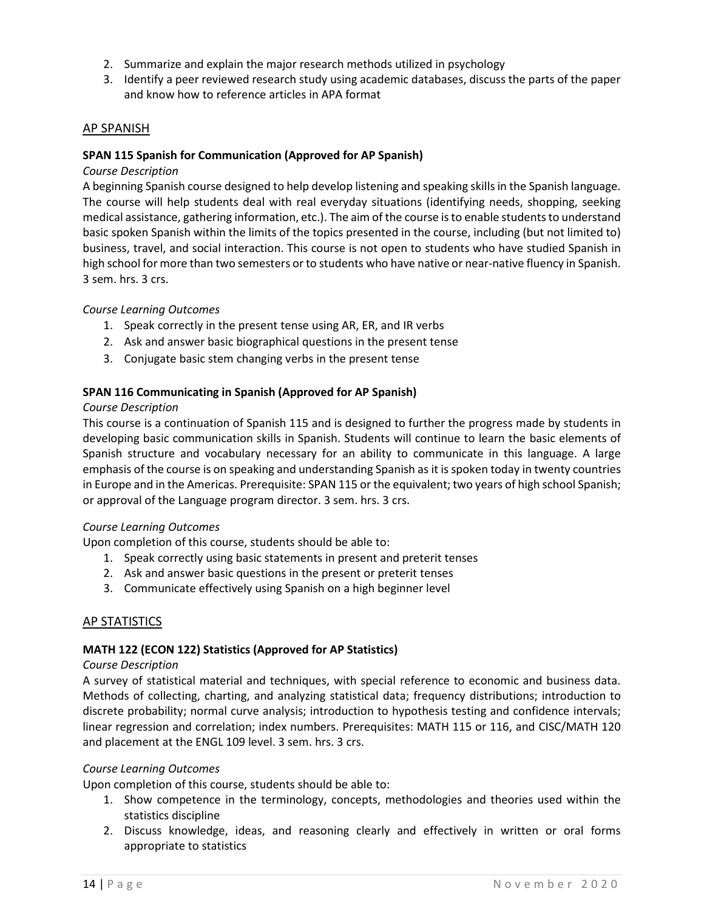2. Summarize and explain the major research methods utilized in psychology
3. Identify a peer reviewed research study using academic databases, discuss the parts of the paper and know how to reference articles in APA format

## AP SPANISH

**SPAN 115 Spanish for Communication (Approved for AP Spanish)**

*Course Description*

A beginning Spanish course designed to help develop listening and speaking skills in the Spanish language. The course will help students deal with real everyday situations (identifying needs, shopping, seeking medical assistance, gathering information, etc.). The aim of the course is to enable students to understand basic spoken Spanish within the limits of the topics presented in the course, including (but not limited to) business, travel, and social interaction. This course is not open to students who have studied Spanish in high school for more than two semesters or to students who have native or near-native fluency in Spanish. 3 sem. hrs. 3 crs.

*Course Learning Outcomes*

1. Speak correctly in the present tense using AR, ER, and IR verbs
2. Ask and answer basic biographical questions in the present tense
3. Conjugate basic stem changing verbs in the present tense

**SPAN 116 Communicating in Spanish (Approved for AP Spanish)**

*Course Description*

This course is a continuation of Spanish 115 and is designed to further the progress made by students in developing basic communication skills in Spanish. Students will continue to learn the basic elements of Spanish structure and vocabulary necessary for an ability to communicate in this language. A large emphasis of the course is on speaking and understanding Spanish as it is spoken today in twenty countries in Europe and in the Americas. Prerequisite: SPAN 115 or the equivalent; two years of high school Spanish; or approval of the Language program director. 3 sem. hrs. 3 crs.

*Course Learning Outcomes*

Upon completion of this course, students should be able to:

1. Speak correctly using basic statements in present and preterit tenses
2. Ask and answer basic questions in the present or preterit tenses
3. Communicate effectively using Spanish on a high beginner level

## AP STATISTICS

**MATH 122 (ECON 122) Statistics (Approved for AP Statistics)**

*Course Description*

A survey of statistical material and techniques, with special reference to economic and business data. Methods of collecting, charting, and analyzing statistical data; frequency distributions; introduction to discrete probability; normal curve analysis; introduction to hypothesis testing and confidence intervals; linear regression and correlation; index numbers. Prerequisites: MATH 115 or 116, and CISC/MATH 120 and placement at the ENGL 109 level. 3 sem. hrs. 3 crs.

*Course Learning Outcomes*

Upon completion of this course, students should be able to:

1. Show competence in the terminology, concepts, methodologies and theories used within the statistics discipline
2. Discuss knowledge, ideas, and reasoning clearly and effectively in written or oral forms appropriate to statistics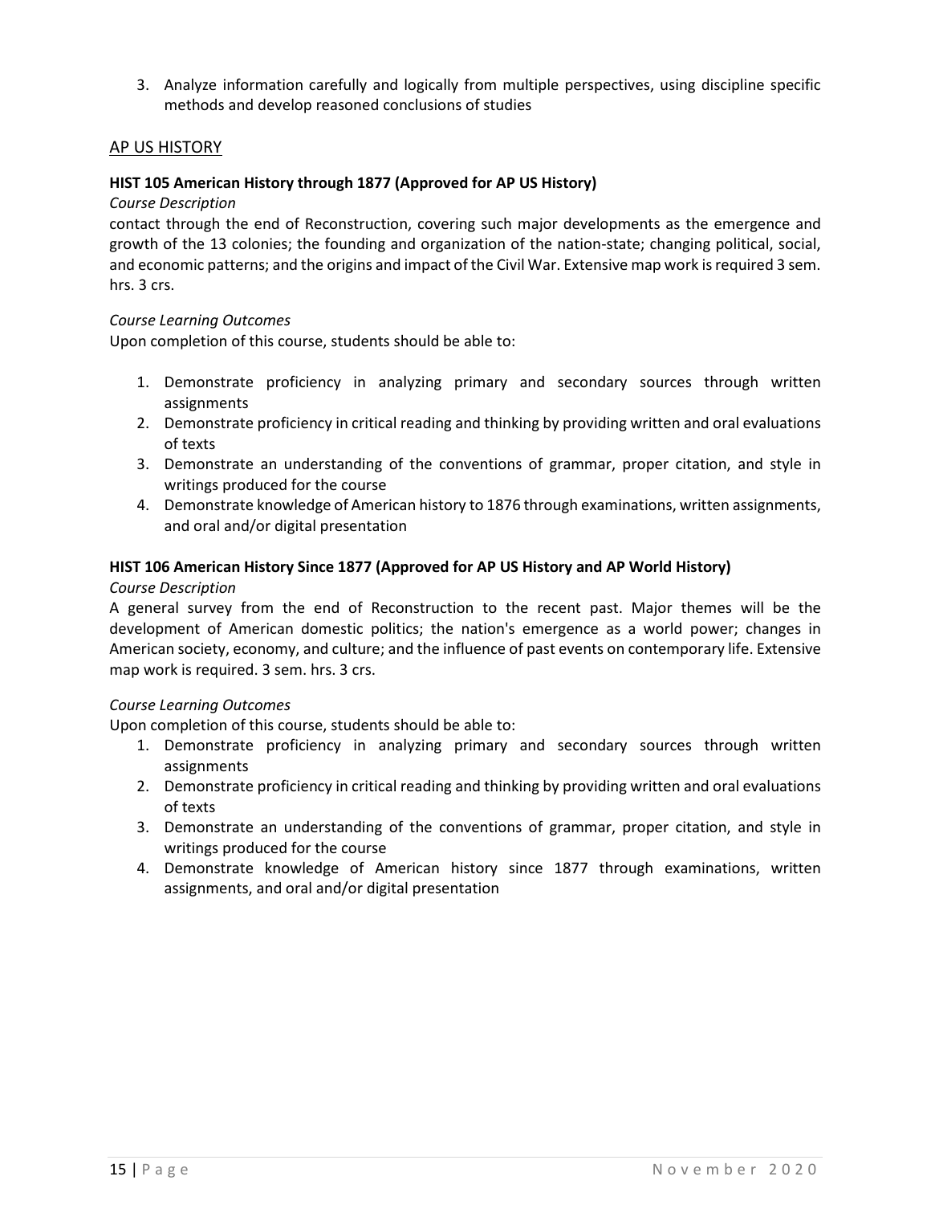3. Analyze information carefully and logically from multiple perspectives, using discipline specific methods and develop reasoned conclusions of studies

## AP US HISTORY

### HIST 105 American History through 1877 (Approved for AP US History)

*Course Description*

contact through the end of Reconstruction, covering such major developments as the emergence and growth of the 13 colonies; the founding and organization of the nation-state; changing political, social, and economic patterns; and the origins and impact of the Civil War. Extensive map work is required 3 sem. hrs. 3 crs.

*Course Learning Outcomes*

Upon completion of this course, students should be able to:

1. Demonstrate proficiency in analyzing primary and secondary sources through written assignments
2. Demonstrate proficiency in critical reading and thinking by providing written and oral evaluations of texts
3. Demonstrate an understanding of the conventions of grammar, proper citation, and style in writings produced for the course
4. Demonstrate knowledge of American history to 1876 through examinations, written assignments, and oral and/or digital presentation

### HIST 106 American History Since 1877 (Approved for AP US History and AP World History)

*Course Description*

A general survey from the end of Reconstruction to the recent past. Major themes will be the development of American domestic politics; the nation's emergence as a world power; changes in American society, economy, and culture; and the influence of past events on contemporary life. Extensive map work is required. 3 sem. hrs. 3 crs.

*Course Learning Outcomes*

Upon completion of this course, students should be able to:

1. Demonstrate proficiency in analyzing primary and secondary sources through written assignments
2. Demonstrate proficiency in critical reading and thinking by providing written and oral evaluations of texts
3. Demonstrate an understanding of the conventions of grammar, proper citation, and style in writings produced for the course
4. Demonstrate knowledge of American history since 1877 through examinations, written assignments, and oral and/or digital presentation